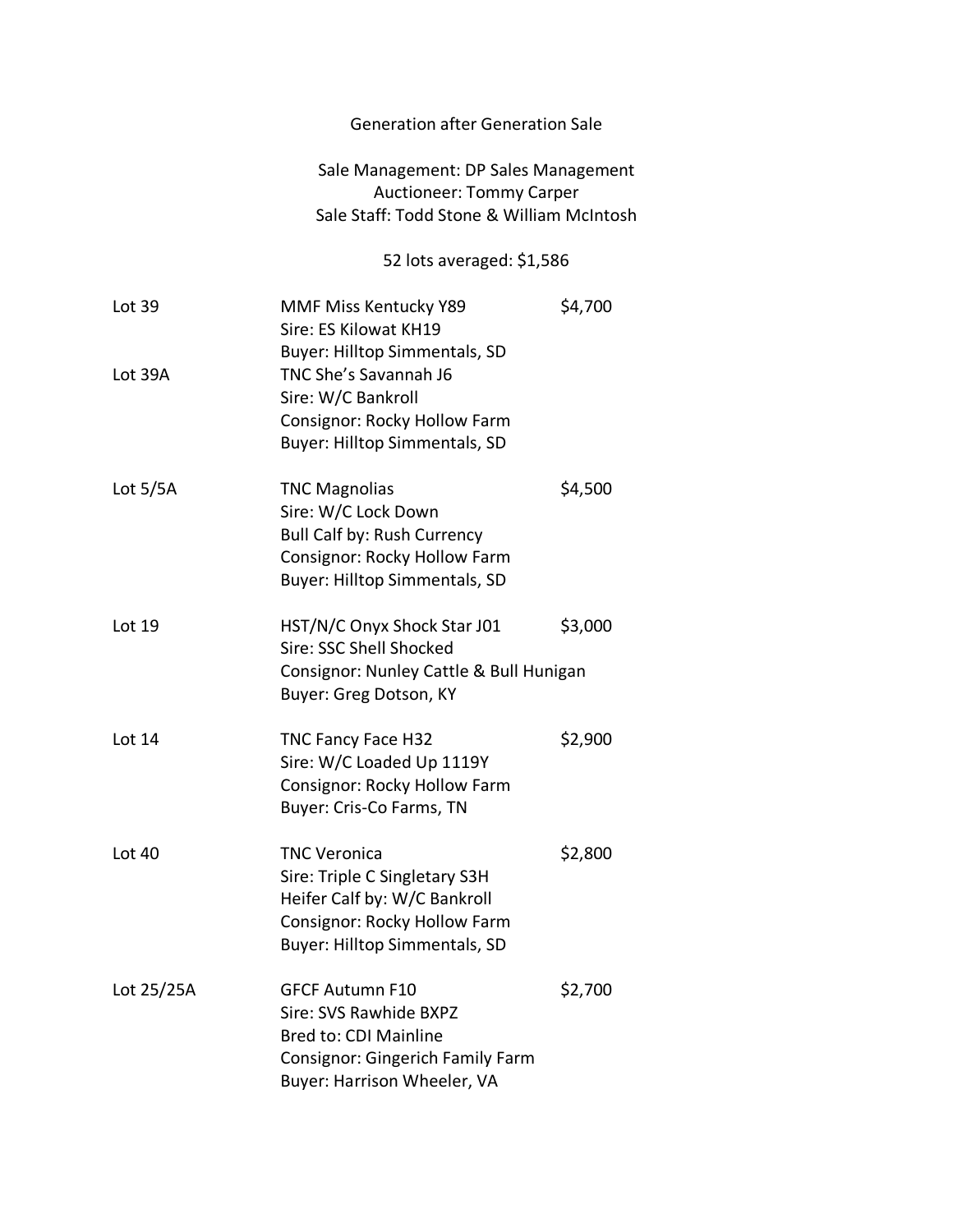Generation after Generation Sale

Sale Management: DP Sales Management
Auctioneer: Tommy Carper
Sale Staff: Todd Stone & William McIntosh

52 lots averaged: $1,586

| | | |
|---|---|---|
| Lot 39 | MMF Miss Kentucky Y89<br>Sire: ES Kilowat KH19<br>Buyer: Hilltop Simmentals, SD | $4,700 |
| Lot 39A | TNC She's Savannah J6<br>Sire: W/C Bankroll<br>Consignor: Rocky Hollow Farm<br>Buyer: Hilltop Simmentals, SD | |
| Lot 5/5A | TNC Magnolias<br>Sire: W/C Lock Down<br>Bull Calf by: Rush Currency<br>Consignor: Rocky Hollow Farm<br>Buyer: Hilltop Simmentals, SD | $4,500 |
| Lot 19 | HST/N/C Onyx Shock Star J01<br>Sire: SSC Shell Shocked<br>Consignor: Nunley Cattle & Bull Hunigan<br>Buyer: Greg Dotson, KY | $3,000 |
| Lot 14 | TNC Fancy Face H32<br>Sire: W/C Loaded Up 1119Y<br>Consignor: Rocky Hollow Farm<br>Buyer: Cris-Co Farms, TN | $2,900 |
| Lot 40 | TNC Veronica<br>Sire: Triple C Singletary S3H<br>Heifer Calf by: W/C Bankroll<br>Consignor: Rocky Hollow Farm<br>Buyer: Hilltop Simmentals, SD | $2,800 |
| Lot 25/25A | GFCF Autumn F10<br>Sire: SVS Rawhide BXPZ<br>Bred to: CDI Mainline<br>Consignor: Gingerich Family Farm<br>Buyer: Harrison Wheeler, VA | $2,700 |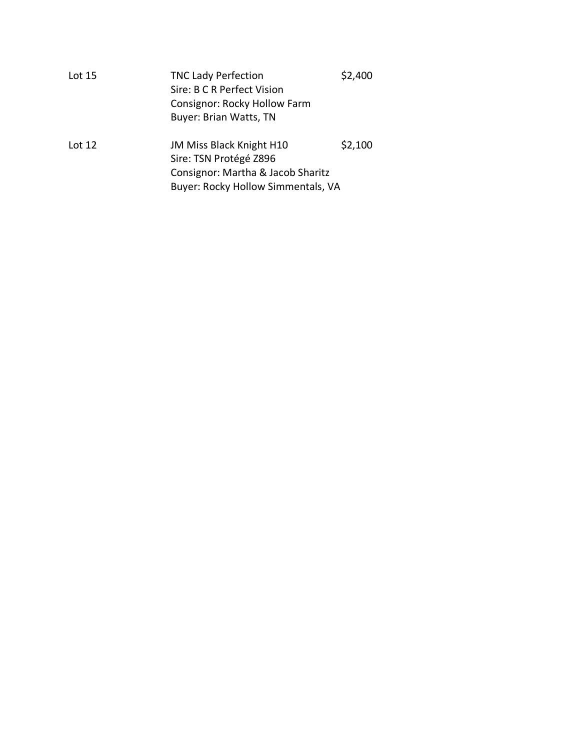| | | |
|---|---|---|
| Lot 15 | TNC Lady Perfection<br>Sire: B C R Perfect Vision<br>Consignor: Rocky Hollow Farm<br>Buyer: Brian Watts, TN | $2,400 |
| Lot 12 | JM Miss Black Knight H10<br>Sire: TSN Protégé Z896<br>Consignor: Martha & Jacob Sharitz<br>Buyer: Rocky Hollow Simmentals, VA | $2,100 |